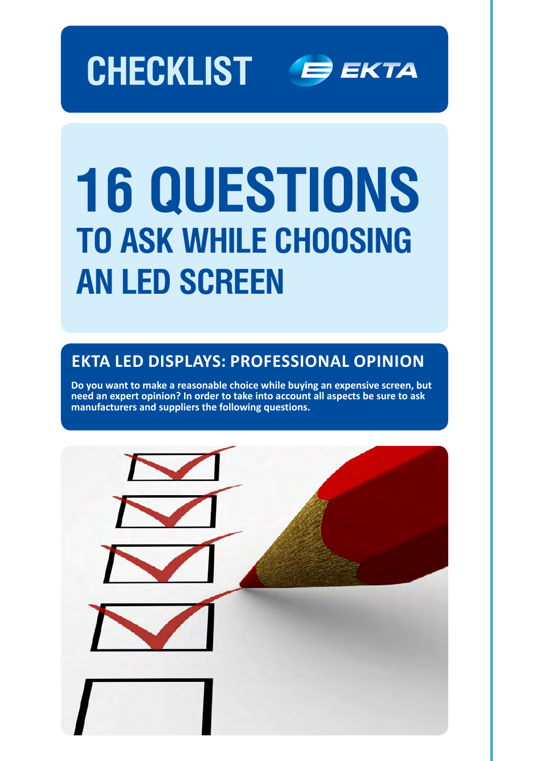CHECKLIST

EKTA

# 16 QUESTIONS
## TO ASK WHILE CHOOSING AN LED SCREEN

## EKTA LED DISPLAYS: PROFESSIONAL OPINION

**Do you want to make a reasonable choice while buying an expensive screen, but need an expert opinion? In order to take into account all aspects be sure to ask manufacturers and suppliers the following questions.**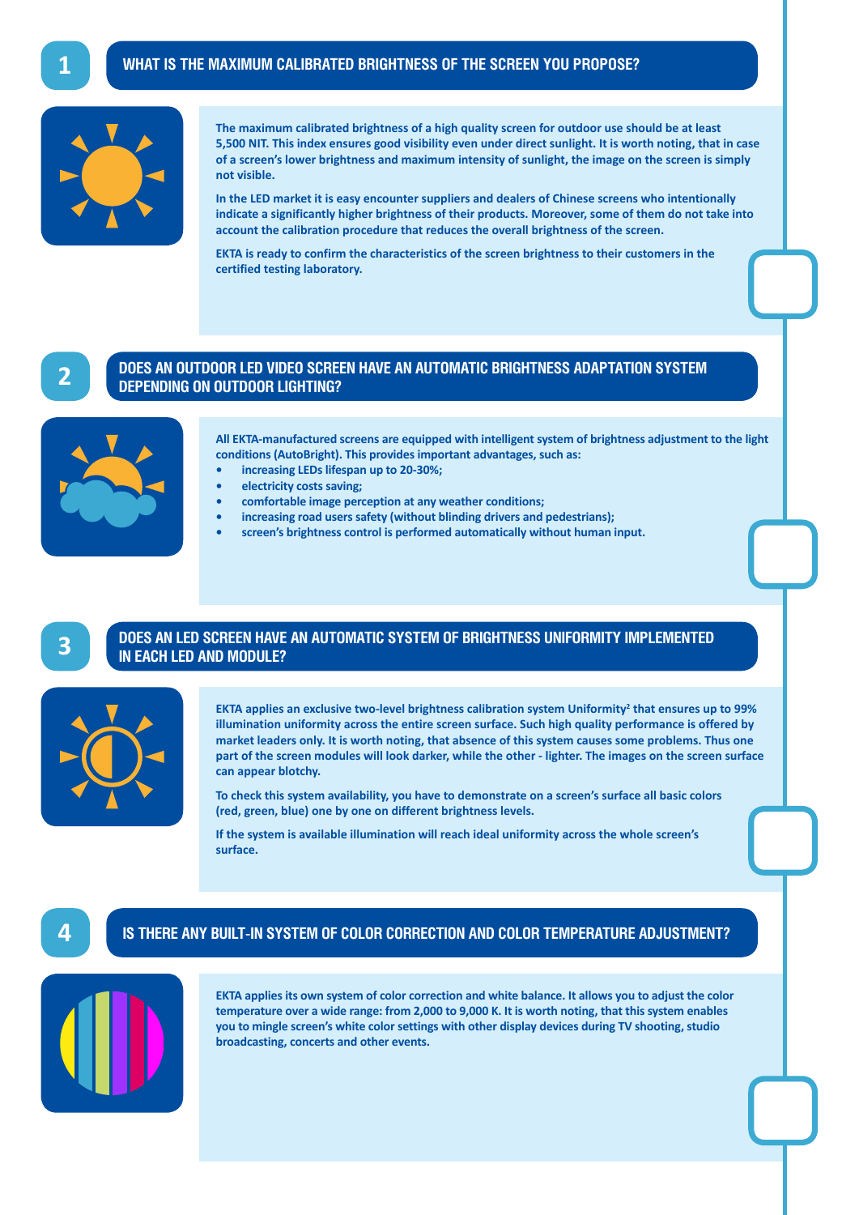## 1 WHAT IS THE MAXIMUM CALIBRATED BRIGHTNESS OF THE SCREEN YOU PROPOSE?

The maximum calibrated brightness of a high quality screen for outdoor use should be at least 5,500 NIT. This index ensures good visibility even under direct sunlight. It is worth noting, that in case of a screen's lower brightness and maximum intensity of sunlight, the image on the screen is simply not visible.

In the LED market it is easy encounter suppliers and dealers of Chinese screens who intentionally indicate a significantly higher brightness of their products. Moreover, some of them do not take into account the calibration procedure that reduces the overall brightness of the screen.

EKTA is ready to confirm the characteristics of the screen brightness to their customers in the certified testing laboratory.

## 2 DOES AN OUTDOOR LED VIDEO SCREEN HAVE AN AUTOMATIC BRIGHTNESS ADAPTATION SYSTEM DEPENDING ON OUTDOOR LIGHTING?

All EKTA-manufactured screens are equipped with intelligent system of brightness adjustment to the light conditions (AutoBright). This provides important advantages, such as:

- increasing LEDs lifespan up to 20-30%;
- electricity costs saving;
- comfortable image perception at any weather conditions;
- increasing road users safety (without blinding drivers and pedestrians);
- screen's brightness control is performed automatically without human input.

## 3 DOES AN LED SCREEN HAVE AN AUTOMATIC SYSTEM OF BRIGHTNESS UNIFORMITY IMPLEMENTED IN EACH LED AND MODULE?

EKTA applies an exclusive two-level brightness calibration system Uniformity² that ensures up to 99% illumination uniformity across the entire screen surface. Such high quality performance is offered by market leaders only. It is worth noting, that absence of this system causes some problems. Thus one part of the screen modules will look darker, while the other - lighter. The images on the screen surface can appear blotchy.

To check this system availability, you have to demonstrate on a screen's surface all basic colors (red, green, blue) one by one on different brightness levels.

If the system is available illumination will reach ideal uniformity across the whole screen's surface.

## 4 IS THERE ANY BUILT-IN SYSTEM OF COLOR CORRECTION AND COLOR TEMPERATURE ADJUSTMENT?

EKTA applies its own system of color correction and white balance. It allows you to adjust the color temperature over a wide range: from 2,000 to 9,000 K. It is worth noting, that this system enables you to mingle screen's white color settings with other display devices during TV shooting, studio broadcasting, concerts and other events.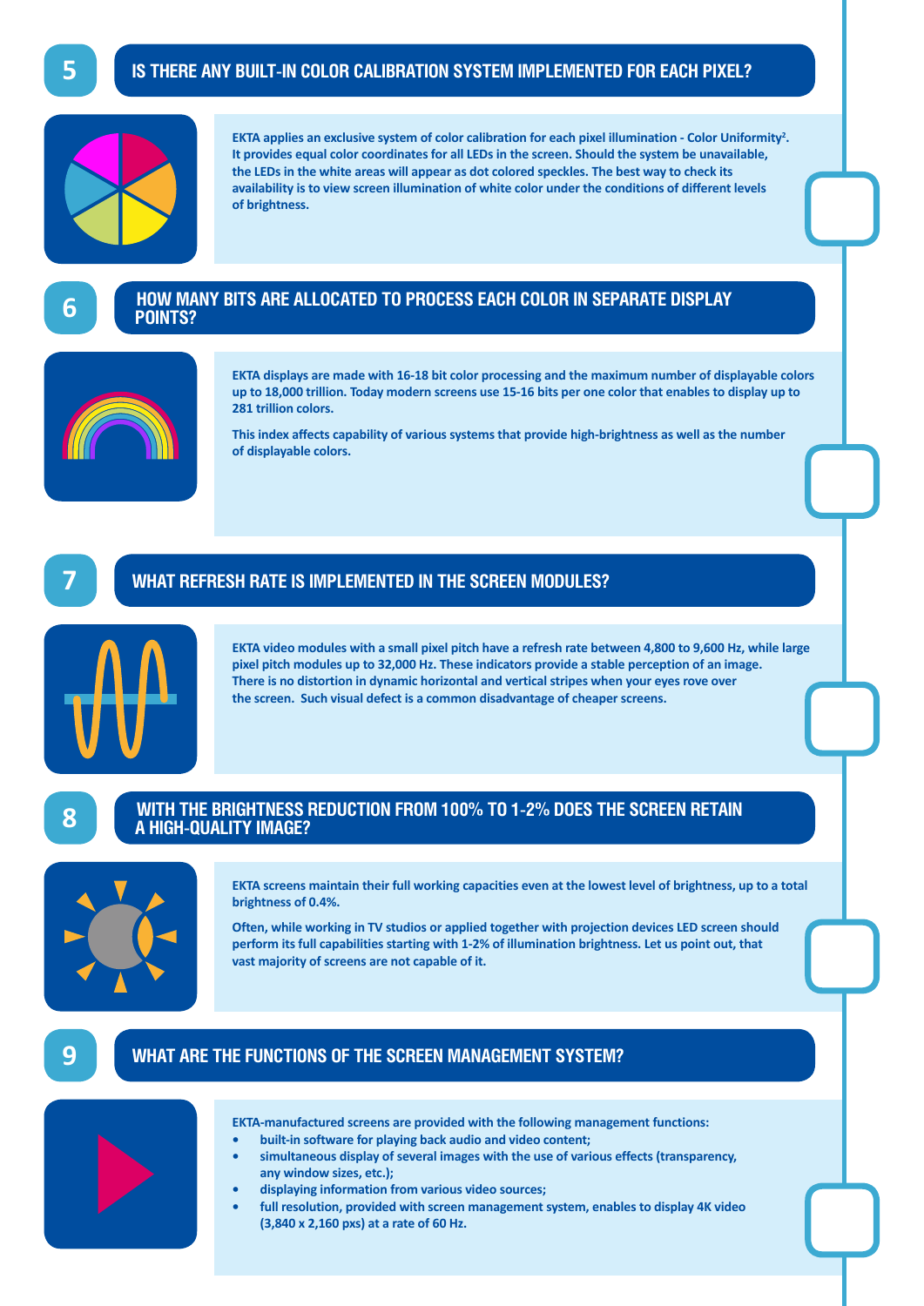## 5 IS THERE ANY BUILT-IN COLOR CALIBRATION SYSTEM IMPLEMENTED FOR EACH PIXEL?

**EKTA applies an exclusive system of color calibration for each pixel illumination - Color Uniformity[2]. It provides equal color coordinates for all LEDs in the screen. Should the system be unavailable, the LEDs in the white areas will appear as dot colored speckles. The best way to check its availability is to view screen illumination of white color under the conditions of different levels of brightness.**

## 6 HOW MANY BITS ARE ALLOCATED TO PROCESS EACH COLOR IN SEPARATE DISPLAY POINTS?

**EKTA displays are made with 16-18 bit color processing and the maximum number of displayable colors up to 18,000 trillion. Today modern screens use 15-16 bits per one color that enables to display up to 281 trillion colors.**

**This index affects capability of various systems that provide high-brightness as well as the number of displayable colors.**

## 7 WHAT REFRESH RATE IS IMPLEMENTED IN THE SCREEN MODULES?

**EKTA video modules with a small pixel pitch have a refresh rate between 4,800 to 9,600 Hz, while large pixel pitch modules up to 32,000 Hz. These indicators provide a stable perception of an image. There is no distortion in dynamic horizontal and vertical stripes when your eyes rove over the screen. Such visual defect is a common disadvantage of cheaper screens.**

## 8 WITH THE BRIGHTNESS REDUCTION FROM 100% TO 1-2% DOES THE SCREEN RETAIN A HIGH-QUALITY IMAGE?

**EKTA screens maintain their full working capacities even at the lowest level of brightness, up to a total brightness of 0.4%.**

**Often, while working in TV studios or applied together with projection devices LED screen should perform its full capabilities starting with 1-2% of illumination brightness. Let us point out, that vast majority of screens are not capable of it.**

## 9 WHAT ARE THE FUNCTIONS OF THE SCREEN MANAGEMENT SYSTEM?

**EKTA-manufactured screens are provided with the following management functions:**

- **built-in software for playing back audio and video content;**
- **simultaneous display of several images with the use of various effects (transparency, any window sizes, etc.);**
- **displaying information from various video sources;**
- **full resolution, provided with screen management system, enables to display 4K video (3,840 x 2,160 pxs) at a rate of 60 Hz.**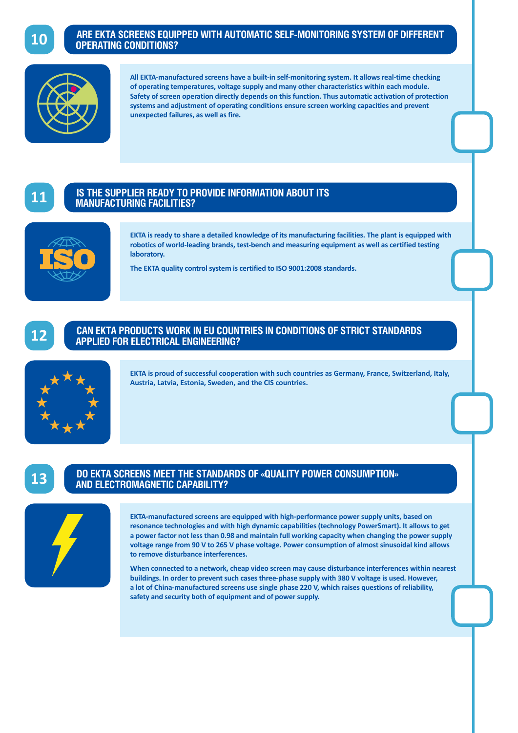## 10 ARE EKTA SCREENS EQUIPPED WITH AUTOMATIC SELF-MONITORING SYSTEM OF DIFFERENT OPERATING CONDITIONS?

**All EKTA-manufactured screens have a built-in self-monitoring system. It allows real-time checking of operating temperatures, voltage supply and many other characteristics within each module. Safety of screen operation directly depends on this function. Thus automatic activation of protection systems and adjustment of operating conditions ensure screen working capacities and prevent unexpected failures, as well as fire.**

## 11 IS THE SUPPLIER READY TO PROVIDE INFORMATION ABOUT ITS MANUFACTURING FACILITIES?

**EKTA is ready to share a detailed knowledge of its manufacturing facilities. The plant is equipped with robotics of world-leading brands, test-bench and measuring equipment as well as certified testing laboratory.**

**The EKTA quality control system is certified to ISO 9001:2008 standards.**

## 12 CAN EKTA PRODUCTS WORK IN EU COUNTRIES IN CONDITIONS OF STRICT STANDARDS APPLIED FOR ELECTRICAL ENGINEERING?

**EKTA is proud of successful cooperation with such countries as Germany, France, Switzerland, Italy, Austria, Latvia, Estonia, Sweden, and the CIS countries.**

## 13 DO EKTA SCREENS MEET THE STANDARDS OF «QUALITY POWER CONSUMPTION» AND ELECTROMAGNETIC CAPABILITY?

**EKTA-manufactured screens are equipped with high-performance power supply units, based on resonance technologies and with high dynamic capabilities (technology PowerSmart). It allows to get a power factor not less than 0.98 and maintain full working capacity when changing the power supply voltage range from 90 V to 265 V phase voltage. Power consumption of almost sinusoidal kind allows to remove disturbance interferences.**

**When connected to a network, cheap video screen may cause disturbance interferences within nearest buildings. In order to prevent such cases three-phase supply with 380 V voltage is used. However, a lot of China-manufactured screens use single phase 220 V, which raises questions of reliability, safety and security both of equipment and of power supply.**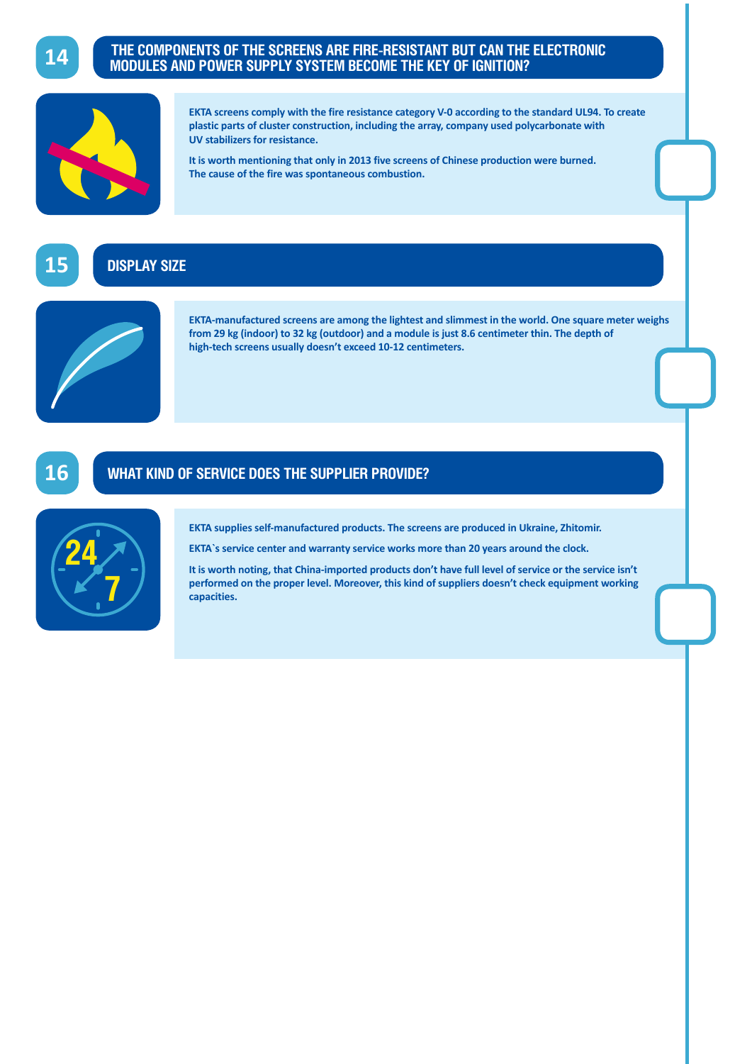## 14 THE COMPONENTS OF THE SCREENS ARE FIRE-RESISTANT BUT CAN THE ELECTRONIC MODULES AND POWER SUPPLY SYSTEM BECOME THE KEY OF IGNITION?

EKTA screens comply with the fire resistance category V-0 according to the standard UL94. To create plastic parts of cluster construction, including the array, company used polycarbonate with UV stabilizers for resistance.

It is worth mentioning that only in 2013 five screens of Chinese production were burned. The cause of the fire was spontaneous combustion.

## 15 DISPLAY SIZE

EKTA-manufactured screens are among the lightest and slimmest in the world. One square meter weighs from 29 kg (indoor) to 32 kg (outdoor) and a module is just 8.6 centimeter thin. The depth of high-tech screens usually doesn't exceed 10-12 centimeters.

## 16 WHAT KIND OF SERVICE DOES THE SUPPLIER PROVIDE?

EKTA supplies self-manufactured products. The screens are produced in Ukraine, Zhitomir.

EKTA`s service center and warranty service works more than 20 years around the clock.

It is worth noting, that China-imported products don't have full level of service or the service isn't performed on the proper level. Moreover, this kind of suppliers doesn't check equipment working capacities.